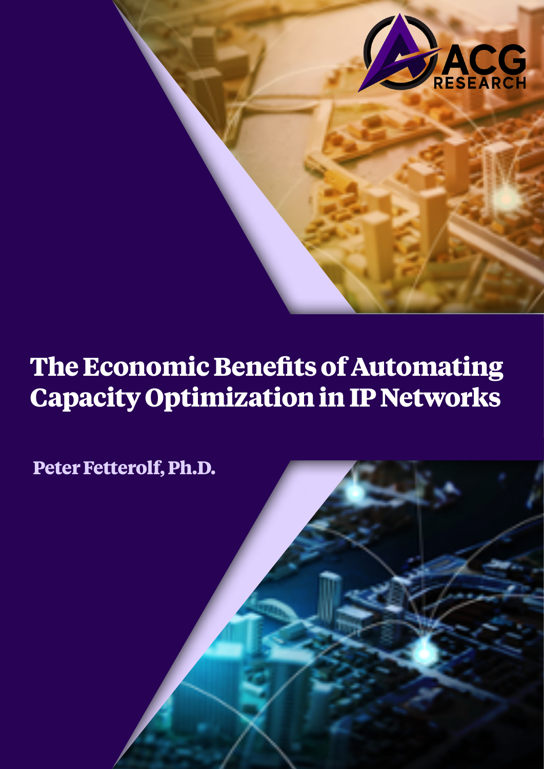ACG RESEARCH

# The Economic Benefits of Automating Capacity Optimization in IP Networks

**Peter Fetterolf, Ph.D.**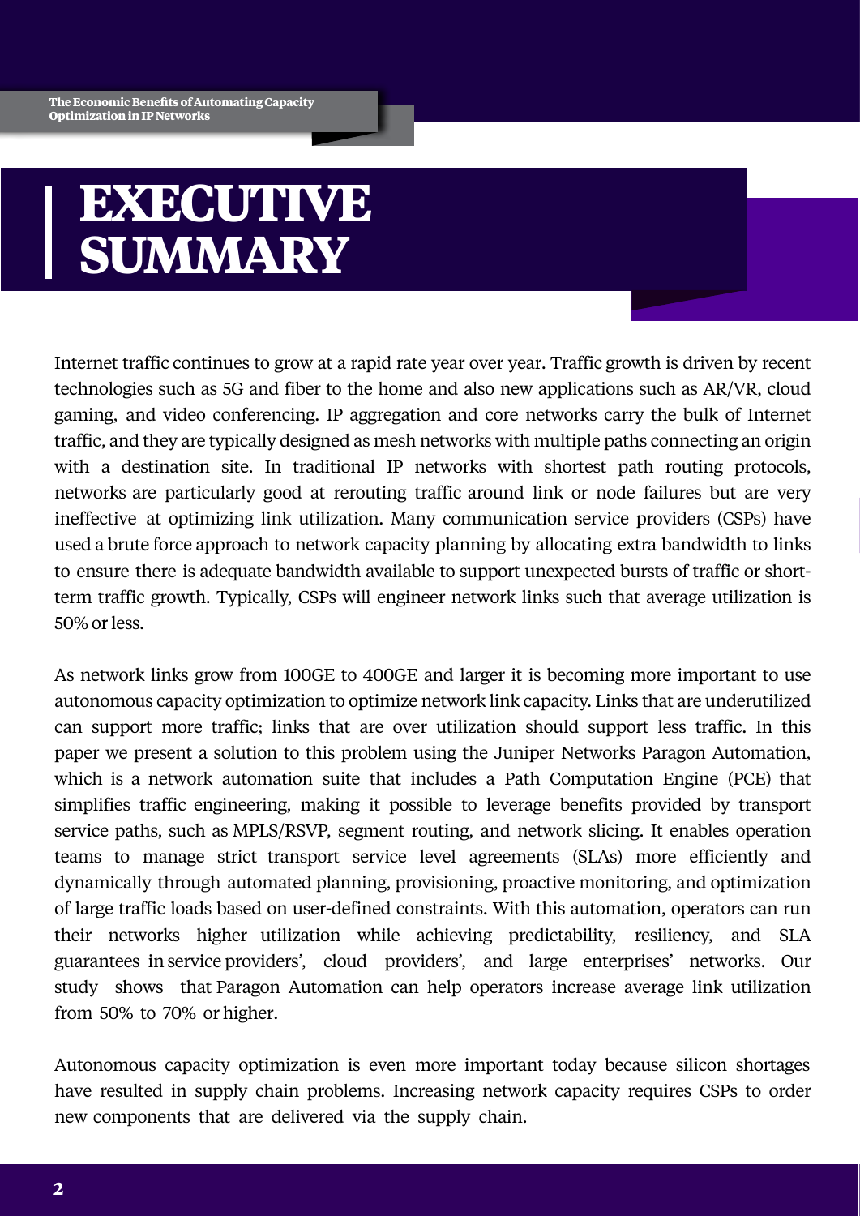# EXECUTIVE SUMMARY

Internet traffic continues to grow at a rapid rate year over year. Traffic growth is driven by recent technologies such as 5G and fiber to the home and also new applications such as AR/VR, cloud gaming, and video conferencing. IP aggregation and core networks carry the bulk of Internet traffic, and they are typically designed as mesh networks with multiple paths connecting an origin with a destination site. In traditional IP networks with shortest path routing protocols, networks are particularly good at rerouting traffic around link or node failures but are very ineffective at optimizing link utilization. Many communication service providers (CSPs) have used a brute force approach to network capacity planning by allocating extra bandwidth to links to ensure there is adequate bandwidth available to support unexpected bursts of traffic or short-term traffic growth. Typically, CSPs will engineer network links such that average utilization is 50% or less.

As network links grow from 100GE to 400GE and larger it is becoming more important to use autonomous capacity optimization to optimize network link capacity. Links that are underutilized can support more traffic; links that are over utilization should support less traffic. In this paper we present a solution to this problem using the Juniper Networks Paragon Automation, which is a network automation suite that includes a Path Computation Engine (PCE) that simplifies traffic engineering, making it possible to leverage benefits provided by transport service paths, such as MPLS/RSVP, segment routing, and network slicing. It enables operation teams to manage strict transport service level agreements (SLAs) more efficiently and dynamically through automated planning, provisioning, proactive monitoring, and optimization of large traffic loads based on user-defined constraints. With this automation, operators can run their networks higher utilization while achieving predictability, resiliency, and SLA guarantees in service providers', cloud providers', and large enterprises' networks. Our study shows that Paragon Automation can help operators increase average link utilization from 50% to 70% or higher.

Autonomous capacity optimization is even more important today because silicon shortages have resulted in supply chain problems. Increasing network capacity requires CSPs to order new components that are delivered via the supply chain.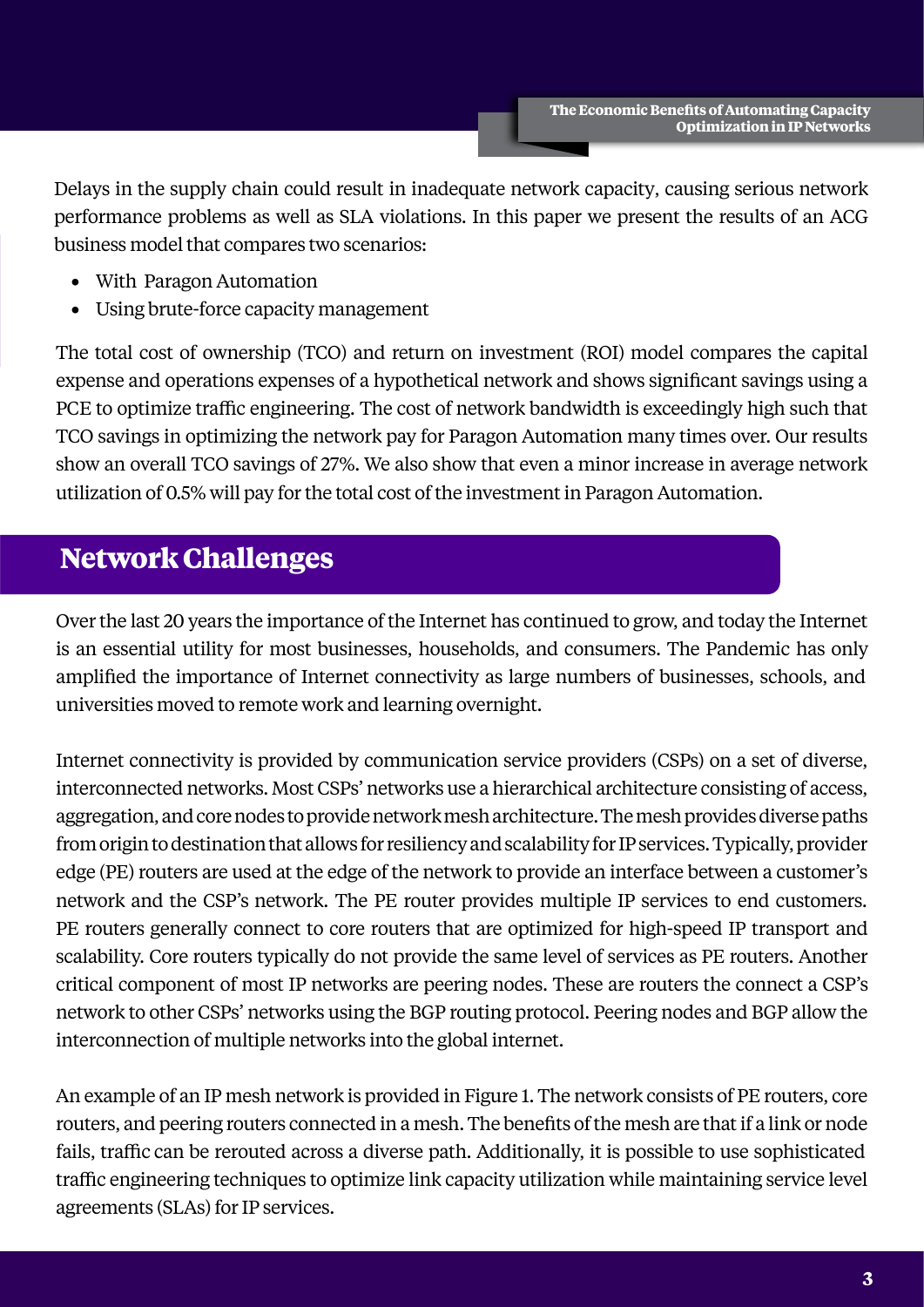Delays in the supply chain could result in inadequate network capacity, causing serious network performance problems as well as SLA violations. In this paper we present the results of an ACG business model that compares two scenarios:

- With Paragon Automation
- Using brute-force capacity management

The total cost of ownership (TCO) and return on investment (ROI) model compares the capital expense and operations expenses of a hypothetical network and shows significant savings using a PCE to optimize traffic engineering. The cost of network bandwidth is exceedingly high such that TCO savings in optimizing the network pay for Paragon Automation many times over. Our results show an overall TCO savings of 27%. We also show that even a minor increase in average network utilization of 0.5% will pay for the total cost of the investment in Paragon Automation.

## Network Challenges

Over the last 20 years the importance of the Internet has continued to grow, and today the Internet is an essential utility for most businesses, households, and consumers. The Pandemic has only amplified the importance of Internet connectivity as large numbers of businesses, schools, and universities moved to remote work and learning overnight.

Internet connectivity is provided by communication service providers (CSPs) on a set of diverse, interconnected networks. Most CSPs' networks use a hierarchical architecture consisting of access, aggregation, and core nodes to provide network mesh architecture. The mesh provides diverse paths from origin to destination that allows for resiliency and scalability for IP services. Typically, provider edge (PE) routers are used at the edge of the network to provide an interface between a customer's network and the CSP's network. The PE router provides multiple IP services to end customers. PE routers generally connect to core routers that are optimized for high-speed IP transport and scalability. Core routers typically do not provide the same level of services as PE routers. Another critical component of most IP networks are peering nodes. These are routers the connect a CSP's network to other CSPs' networks using the BGP routing protocol. Peering nodes and BGP allow the interconnection of multiple networks into the global internet.

An example of an IP mesh network is provided in Figure 1. The network consists of PE routers, core routers, and peering routers connected in a mesh. The benefits of the mesh are that if a link or node fails, traffic can be rerouted across a diverse path. Additionally, it is possible to use sophisticated traffic engineering techniques to optimize link capacity utilization while maintaining service level agreements (SLAs) for IP services.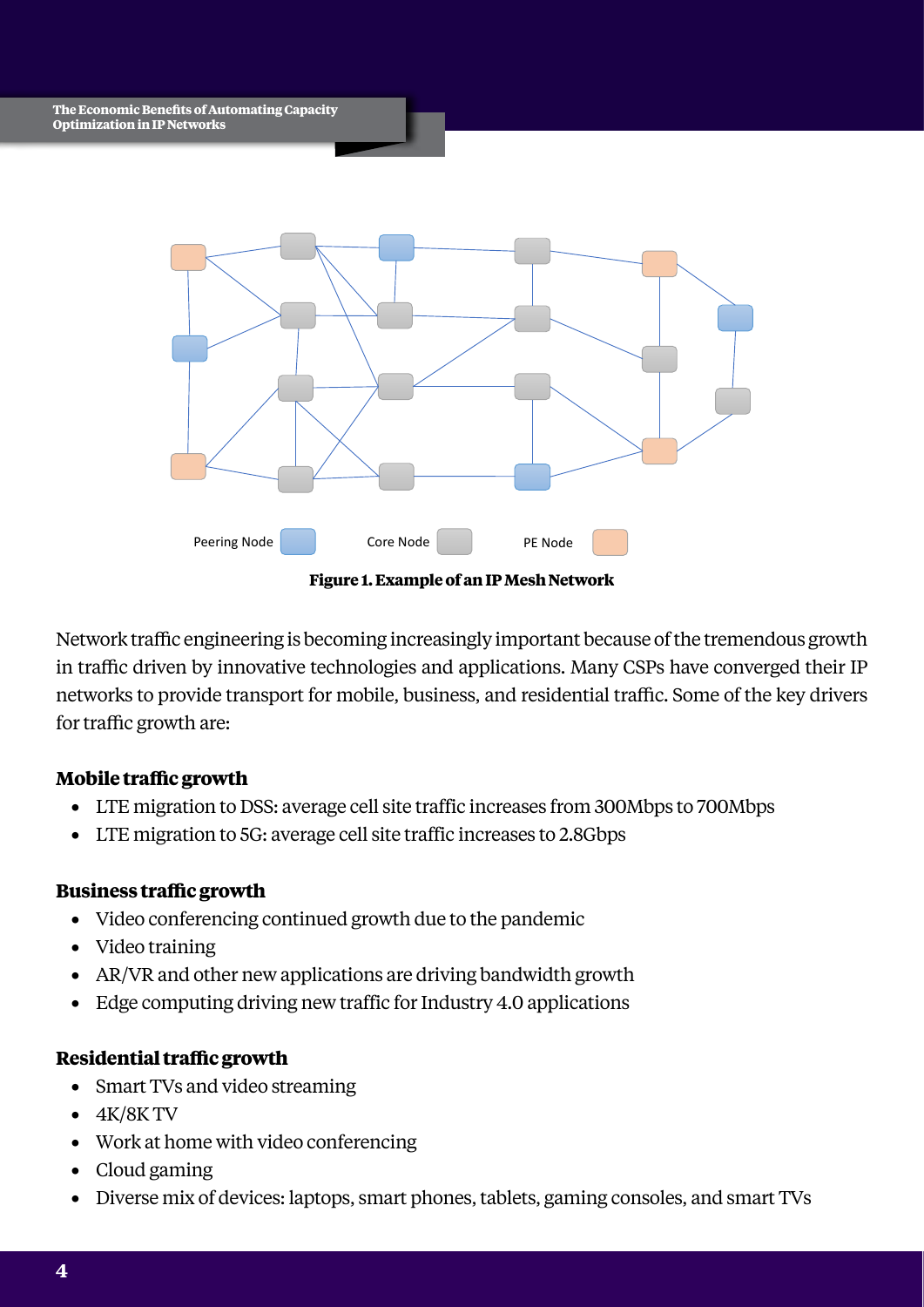Peering Node Core Node PE Node

**Figure 1. Example of an IP Mesh Network**

Network traffic engineering is becoming increasingly important because of the tremendous growth in traffic driven by innovative technologies and applications. Many CSPs have converged their IP networks to provide transport for mobile, business, and residential traffic. Some of the key drivers for traffic growth are:

### Mobile traffic growth

- LTE migration to DSS: average cell site traffic increases from 300Mbps to 700Mbps
- LTE migration to 5G: average cell site traffic increases to 2.8Gbps

### Business traffic growth

- Video conferencing continued growth due to the pandemic
- Video training
- AR/VR and other new applications are driving bandwidth growth
- Edge computing driving new traffic for Industry 4.0 applications

### Residential traffic growth

- Smart TVs and video streaming
- 4K/8K TV
- Work at home with video conferencing
- Cloud gaming
- Diverse mix of devices: laptops, smart phones, tablets, gaming consoles, and smart TVs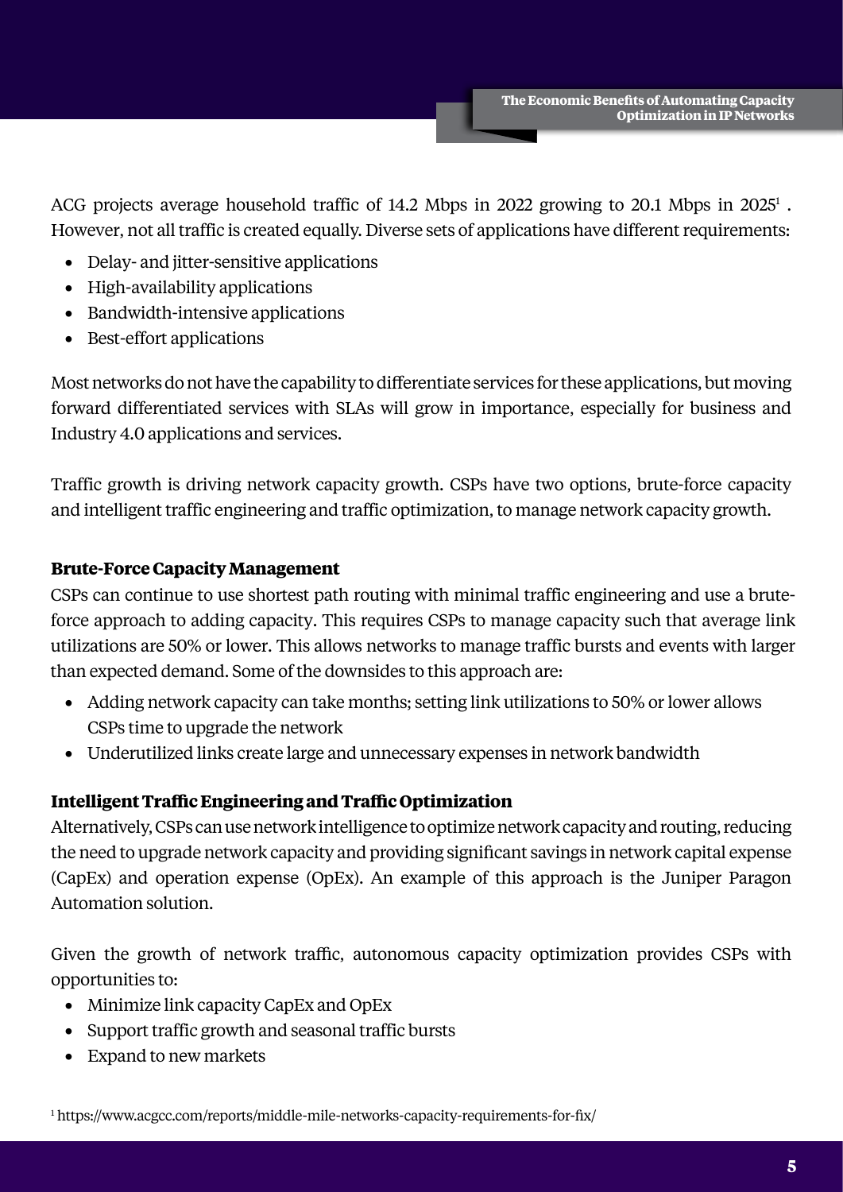ACG projects average household traffic of 14.2 Mbps in 2022 growing to 20.1 Mbps in 2025[1] . However, not all traffic is created equally. Diverse sets of applications have different requirements:

- Delay- and jitter-sensitive applications
- High-availability applications
- Bandwidth-intensive applications
- Best-effort applications

Most networks do not have the capability to differentiate services for these applications, but moving forward differentiated services with SLAs will grow in importance, especially for business and Industry 4.0 applications and services.

Traffic growth is driving network capacity growth. CSPs have two options, brute-force capacity and intelligent traffic engineering and traffic optimization, to manage network capacity growth.

**Brute-Force Capacity Management**

CSPs can continue to use shortest path routing with minimal traffic engineering and use a brute-force approach to adding capacity. This requires CSPs to manage capacity such that average link utilizations are 50% or lower. This allows networks to manage traffic bursts and events with larger than expected demand. Some of the downsides to this approach are:

- Adding network capacity can take months; setting link utilizations to 50% or lower allows CSPs time to upgrade the network
- Underutilized links create large and unnecessary expenses in network bandwidth

**Intelligent Traffic Engineering and Traffic Optimization**

Alternatively, CSPs can use network intelligence to optimize network capacity and routing, reducing the need to upgrade network capacity and providing significant savings in network capital expense (CapEx) and operation expense (OpEx). An example of this approach is the Juniper Paragon Automation solution.

Given the growth of network traffic, autonomous capacity optimization provides CSPs with opportunities to:

- Minimize link capacity CapEx and OpEx
- Support traffic growth and seasonal traffic bursts
- Expand to new markets

[1] https://www.acgcc.com/reports/middle-mile-networks-capacity-requirements-for-fix/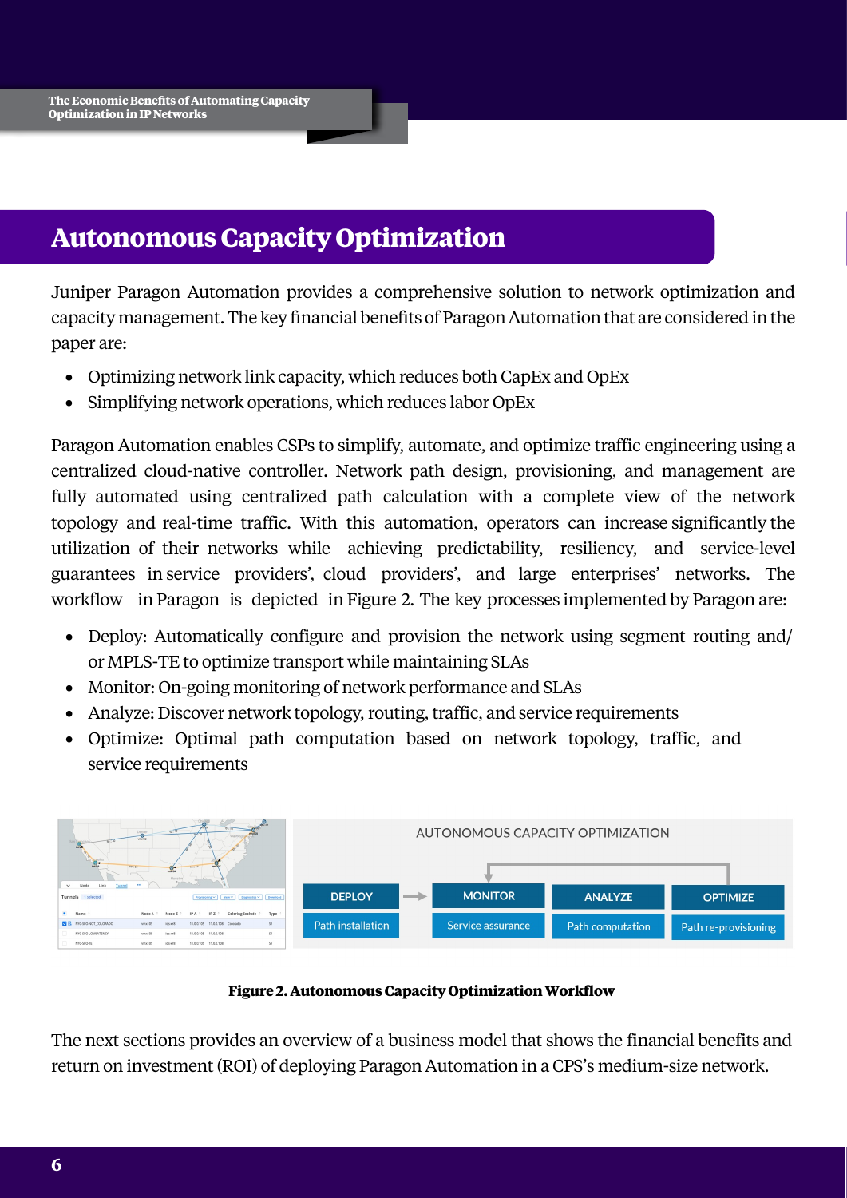## Autonomous Capacity Optimization

Juniper Paragon Automation provides a comprehensive solution to network optimization and capacity management. The key financial benefits of Paragon Automation that are considered in the paper are:

- Optimizing network link capacity, which reduces both CapEx and OpEx
- Simplifying network operations, which reduces labor OpEx

Paragon Automation enables CSPs to simplify, automate, and optimize traffic engineering using a centralized cloud-native controller. Network path design, provisioning, and management are fully automated using centralized path calculation with a complete view of the network topology and real-time traffic. With this automation, operators can increase significantly the utilization of their networks while achieving predictability, resiliency, and service-level guarantees in service providers', cloud providers', and large enterprises' networks. The workflow in Paragon is depicted in Figure 2. The key processes implemented by Paragon are:

- Deploy: Automatically configure and provision the network using segment routing and/or MPLS-TE to optimize transport while maintaining SLAs
- Monitor: On-going monitoring of network performance and SLAs
- Analyze: Discover network topology, routing, traffic, and service requirements
- Optimize: Optimal path computation based on network topology, traffic, and service requirements

**Figure 2. Autonomous Capacity Optimization Workflow**

The next sections provides an overview of a business model that shows the financial benefits and return on investment (ROI) of deploying Paragon Automation in a CPS's medium-size network.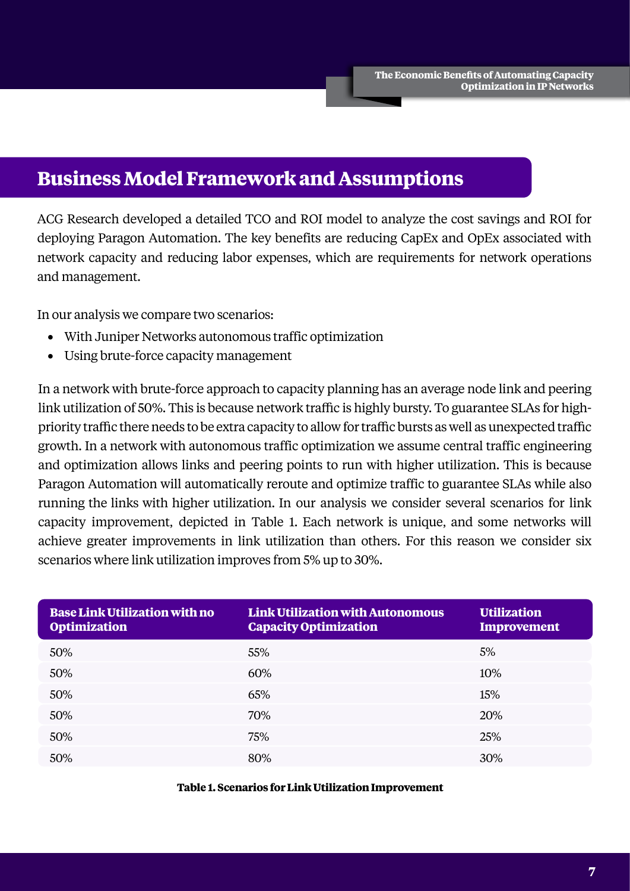## Business Model Framework and Assumptions

ACG Research developed a detailed TCO and ROI model to analyze the cost savings and ROI for deploying Paragon Automation. The key benefits are reducing CapEx and OpEx associated with network capacity and reducing labor expenses, which are requirements for network operations and management.

In our analysis we compare two scenarios:

- With Juniper Networks autonomous traffic optimization
- Using brute-force capacity management

In a network with brute-force approach to capacity planning has an average node link and peering link utilization of 50%. This is because network traffic is highly bursty. To guarantee SLAs for high-priority traffic there needs to be extra capacity to allow for traffic bursts as well as unexpected traffic growth. In a network with autonomous traffic optimization we assume central traffic engineering and optimization allows links and peering points to run with higher utilization. This is because Paragon Automation will automatically reroute and optimize traffic to guarantee SLAs while also running the links with higher utilization. In our analysis we consider several scenarios for link capacity improvement, depicted in Table 1. Each network is unique, and some networks will achieve greater improvements in link utilization than others. For this reason we consider six scenarios where link utilization improves from 5% up to 30%.

| Base Link Utilization with no Optimization | Link Utilization with Autonomous Capacity Optimization | Utilization Improvement |
|---|---|---|
| 50% | 55% | 5% |
| 50% | 60% | 10% |
| 50% | 65% | 15% |
| 50% | 70% | 20% |
| 50% | 75% | 25% |
| 50% | 80% | 30% |

**Table 1. Scenarios for Link Utilization Improvement**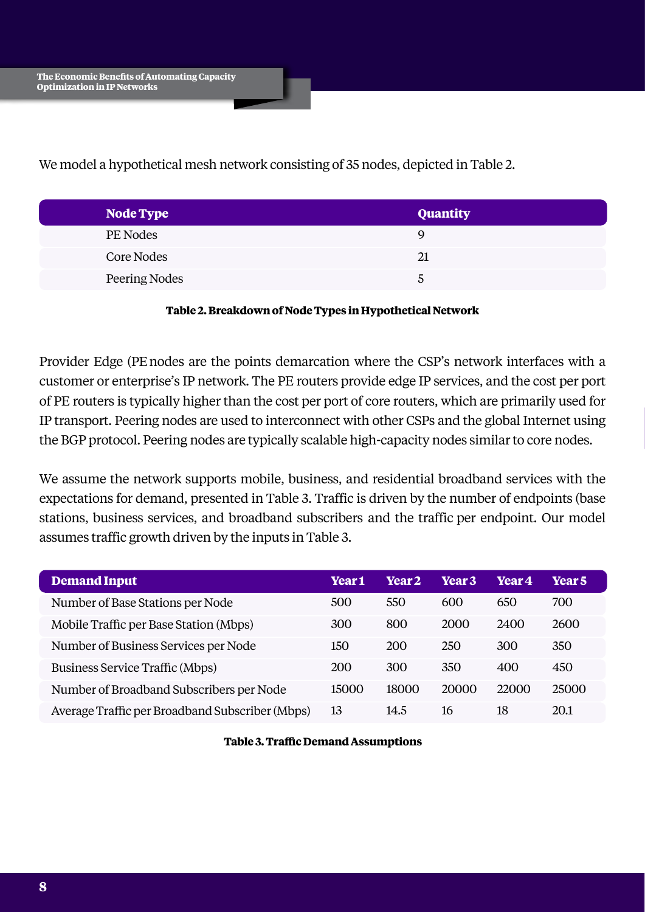We model a hypothetical mesh network consisting of 35 nodes, depicted in Table 2.

| Node Type | Quantity |
| --- | --- |
| PE Nodes | 9 |
| Core Nodes | 21 |
| Peering Nodes | 5 |

**Table 2. Breakdown of Node Types in Hypothetical Network**

Provider Edge (PE nodes are the points demarcation where the CSP's network interfaces with a customer or enterprise's IP network. The PE routers provide edge IP services, and the cost per port of PE routers is typically higher than the cost per port of core routers, which are primarily used for IP transport. Peering nodes are used to interconnect with other CSPs and the global Internet using the BGP protocol. Peering nodes are typically scalable high-capacity nodes similar to core nodes.

We assume the network supports mobile, business, and residential broadband services with the expectations for demand, presented in Table 3. Traffic is driven by the number of endpoints (base stations, business services, and broadband subscribers and the traffic per endpoint. Our model assumes traffic growth driven by the inputs in Table 3.

| Demand Input | Year 1 | Year 2 | Year 3 | Year 4 | Year 5 |
| --- | --- | --- | --- | --- | --- |
| Number of Base Stations per Node | 500 | 550 | 600 | 650 | 700 |
| Mobile Traffic per Base Station (Mbps) | 300 | 800 | 2000 | 2400 | 2600 |
| Number of Business Services per Node | 150 | 200 | 250 | 300 | 350 |
| Business Service Traffic (Mbps) | 200 | 300 | 350 | 400 | 450 |
| Number of Broadband Subscribers per Node | 15000 | 18000 | 20000 | 22000 | 25000 |
| Average Traffic per Broadband Subscriber (Mbps) | 13 | 14.5 | 16 | 18 | 20.1 |

**Table 3. Traffic Demand Assumptions**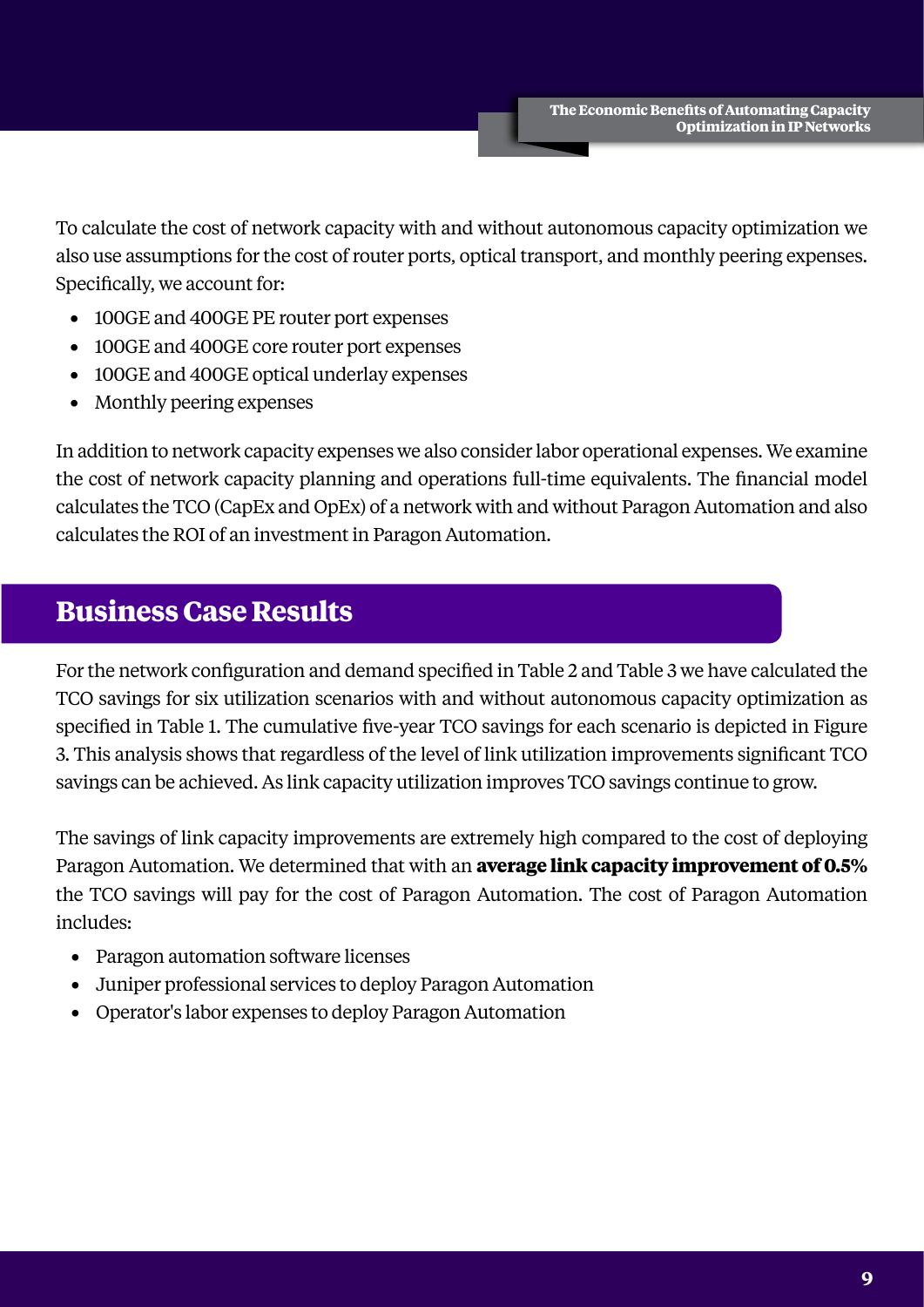To calculate the cost of network capacity with and without autonomous capacity optimization we also use assumptions for the cost of router ports, optical transport, and monthly peering expenses. Specifically, we account for:

- 100GE and 400GE PE router port expenses
- 100GE and 400GE core router port expenses
- 100GE and 400GE optical underlay expenses
- Monthly peering expenses

In addition to network capacity expenses we also consider labor operational expenses. We examine the cost of network capacity planning and operations full-time equivalents. The financial model calculates the TCO (CapEx and OpEx) of a network with and without Paragon Automation and also calculates the ROI of an investment in Paragon Automation.

## Business Case Results

For the network configuration and demand specified in Table 2 and Table 3 we have calculated the TCO savings for six utilization scenarios with and without autonomous capacity optimization as specified in Table 1. The cumulative five-year TCO savings for each scenario is depicted in Figure 3. This analysis shows that regardless of the level of link utilization improvements significant TCO savings can be achieved. As link capacity utilization improves TCO savings continue to grow.

The savings of link capacity improvements are extremely high compared to the cost of deploying Paragon Automation. We determined that with an **average link capacity improvement of 0.5%** the TCO savings will pay for the cost of Paragon Automation. The cost of Paragon Automation includes:

- Paragon automation software licenses
- Juniper professional services to deploy Paragon Automation
- Operator's labor expenses to deploy Paragon Automation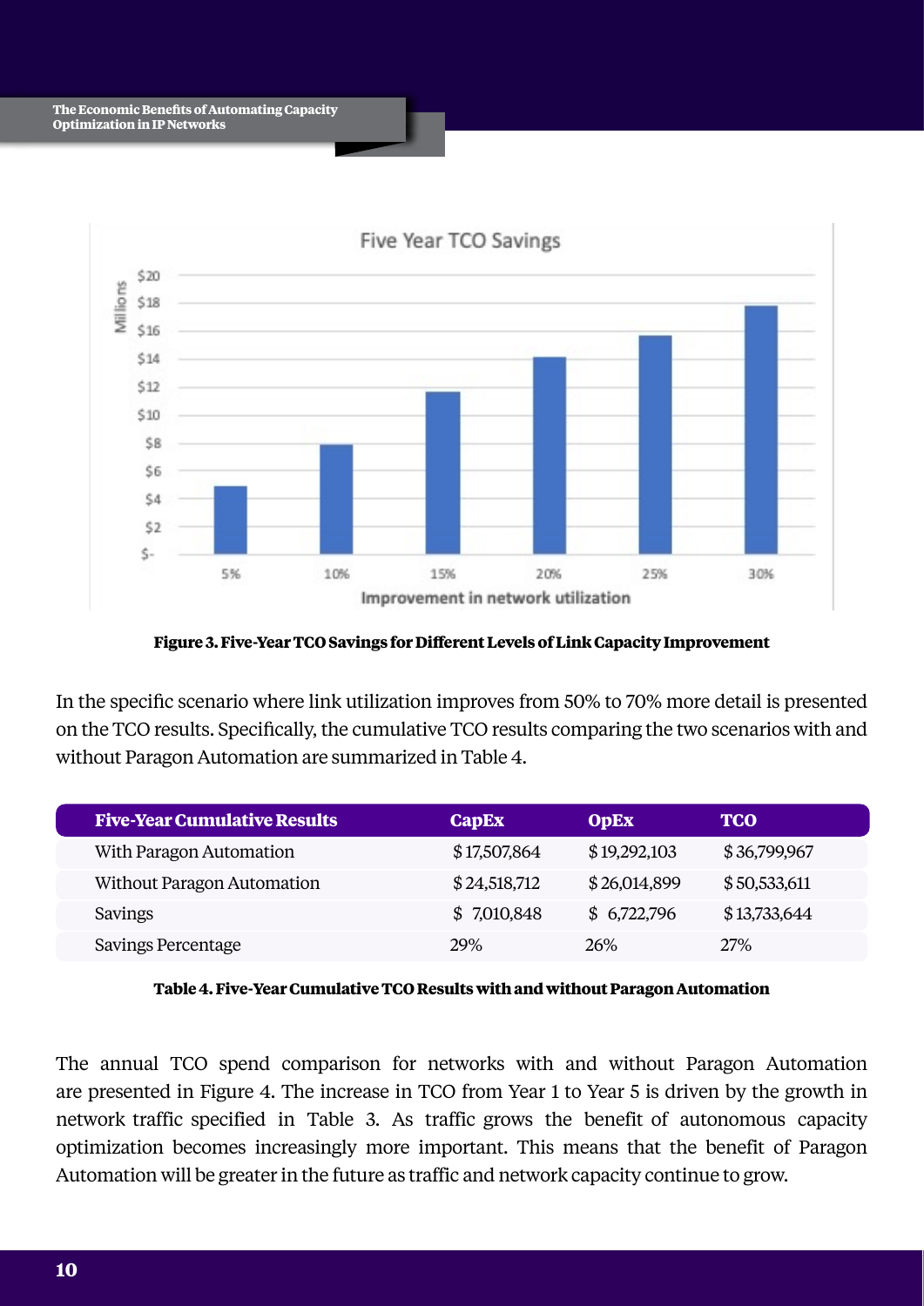**Figure 3. Five-Year TCO Savings for Different Levels of Link Capacity Improvement**

In the specific scenario where link utilization improves from 50% to 70% more detail is presented on the TCO results. Specifically, the cumulative TCO results comparing the two scenarios with and without Paragon Automation are summarized in Table 4.

| Five-Year Cumulative Results | CapEx | OpEx | TCO |
|---|---|---|---|
| With Paragon Automation | $ 17,507,864 | $ 19,292,103 | $ 36,799,967 |
| Without Paragon Automation | $ 24,518,712 | $ 26,014,899 | $ 50,533,611 |
| Savings | $ 7,010,848 | $ 6,722,796 | $ 13,733,644 |
| Savings Percentage | 29% | 26% | 27% |

**Table 4. Five-Year Cumulative TCO Results with and without Paragon Automation**

The annual TCO spend comparison for networks with and without Paragon Automation are presented in Figure 4. The increase in TCO from Year 1 to Year 5 is driven by the growth in network traffic specified in Table 3. As traffic grows the benefit of autonomous capacity optimization becomes increasingly more important. This means that the benefit of Paragon Automation will be greater in the future as traffic and network capacity continue to grow.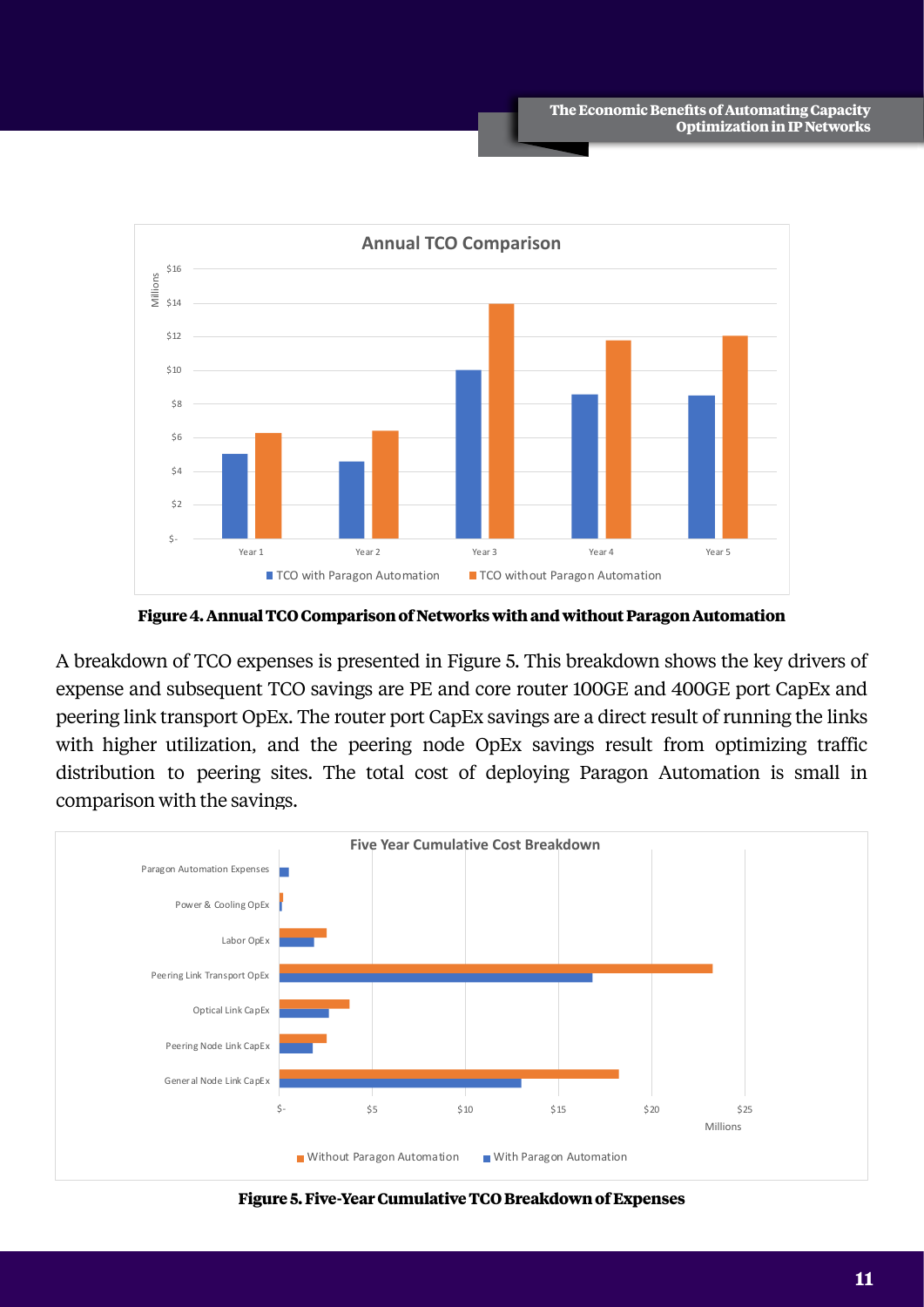**Figure 4. Annual TCO Comparison of Networks with and without Paragon Automation**

A breakdown of TCO expenses is presented in Figure 5. This breakdown shows the key drivers of expense and subsequent TCO savings are PE and core router 100GE and 400GE port CapEx and peering link transport OpEx. The router port CapEx savings are a direct result of running the links with higher utilization, and the peering node OpEx savings result from optimizing traffic distribution to peering sites. The total cost of deploying Paragon Automation is small in comparison with the savings.

**Figure 5. Five-Year Cumulative TCO Breakdown of Expenses**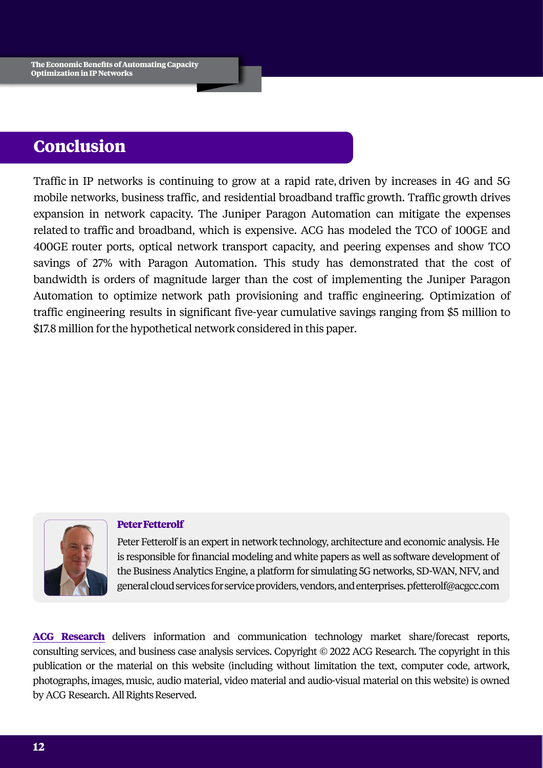## Conclusion

Traffic in IP networks is continuing to grow at a rapid rate, driven by increases in 4G and 5G mobile networks, business traffic, and residential broadband traffic growth. Traffic growth drives expansion in network capacity. The Juniper Paragon Automation can mitigate the expenses related to traffic and broadband, which is expensive. ACG has modeled the TCO of 100GE and 400GE router ports, optical network transport capacity, and peering expenses and show TCO savings of 27% with Paragon Automation. This study has demonstrated that the cost of bandwidth is orders of magnitude larger than the cost of implementing the Juniper Paragon Automation to optimize network path provisioning and traffic engineering. Optimization of traffic engineering results in significant five-year cumulative savings ranging from $5 million to $17.8 million for the hypothetical network considered in this paper.

**Peter Fetterolf**

Peter Fetterolf is an expert in network technology, architecture and economic analysis. He is responsible for financial modeling and white papers as well as software development of the Business Analytics Engine, a platform for simulating 5G networks, SD-WAN, NFV, and general cloud services for service providers, vendors, and enterprises. pfetterolf@acgcc.com

**ACG Research** delivers information and communication technology market share/forecast reports, consulting services, and business case analysis services. Copyright © 2022 ACG Research. The copyright in this publication or the material on this website (including without limitation the text, computer code, artwork, photographs, images, music, audio material, video material and audio-visual material on this website) is owned by ACG Research. All Rights Reserved.